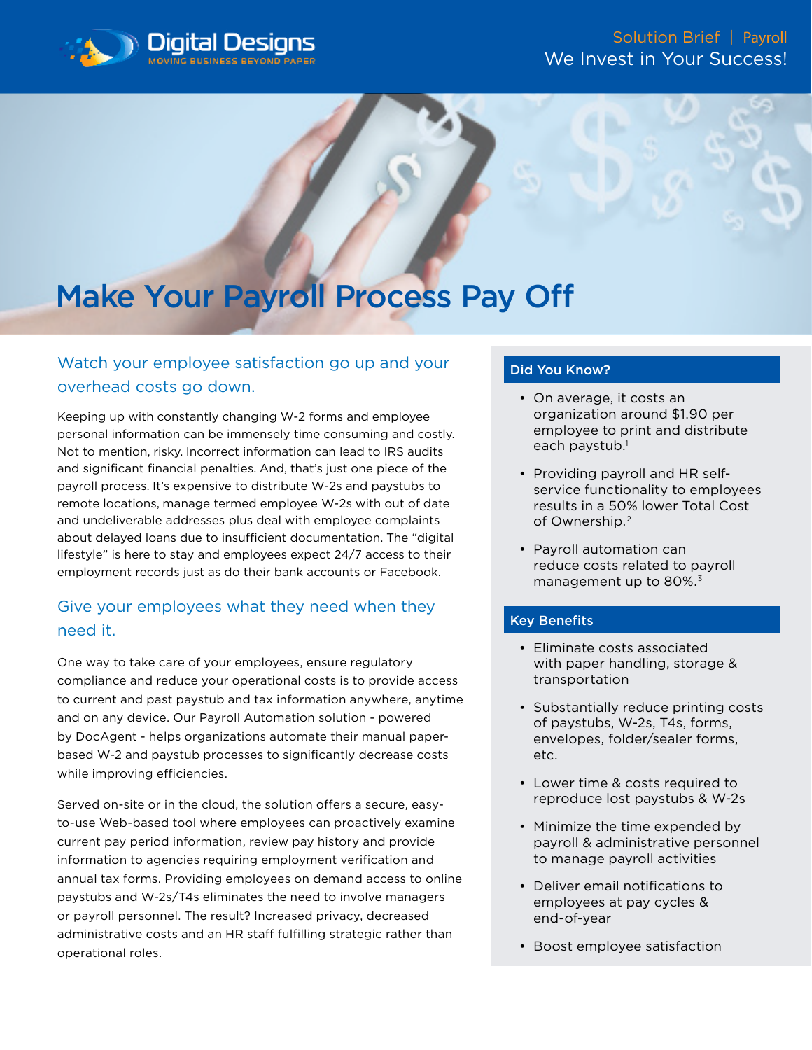Digital Designs
MOVING BUSINESS BEYOND PAPER

Solution Brief | Payroll
We Invest in Your Success!

# Make Your Payroll Process Pay Off

## Watch your employee satisfaction go up and your overhead costs go down.

Keeping up with constantly changing W-2 forms and employee personal information can be immensely time consuming and costly. Not to mention, risky. Incorrect information can lead to IRS audits and significant financial penalties. And, that's just one piece of the payroll process. It's expensive to distribute W-2s and paystubs to remote locations, manage termed employee W-2s with out of date and undeliverable addresses plus deal with employee complaints about delayed loans due to insufficient documentation. The "digital lifestyle" is here to stay and employees expect 24/7 access to their employment records just as do their bank accounts or Facebook.

## Give your employees what they need when they need it.

One way to take care of your employees, ensure regulatory compliance and reduce your operational costs is to provide access to current and past paystub and tax information anywhere, anytime and on any device. Our Payroll Automation solution - powered by DocAgent - helps organizations automate their manual paper-based W-2 and paystub processes to significantly decrease costs while improving efficiencies.

Served on-site or in the cloud, the solution offers a secure, easy-to-use Web-based tool where employees can proactively examine current pay period information, review pay history and provide information to agencies requiring employment verification and annual tax forms. Providing employees on demand access to online paystubs and W-2s/T4s eliminates the need to involve managers or payroll personnel. The result? Increased privacy, decreased administrative costs and an HR staff fulfilling strategic rather than operational roles.

### Did You Know?

- On average, it costs an organization around $1.90 per employee to print and distribute each paystub.[1]
- Providing payroll and HR self-service functionality to employees results in a 50% lower Total Cost of Ownership.[2]
- Payroll automation can reduce costs related to payroll management up to 80%.[3]

### Key Benefits

- Eliminate costs associated with paper handling, storage & transportation
- Substantially reduce printing costs of paystubs, W-2s, T4s, forms, envelopes, folder/sealer forms, etc.
- Lower time & costs required to reproduce lost paystubs & W-2s
- Minimize the time expended by payroll & administrative personnel to manage payroll activities
- Deliver email notifications to employees at pay cycles & end-of-year
- Boost employee satisfaction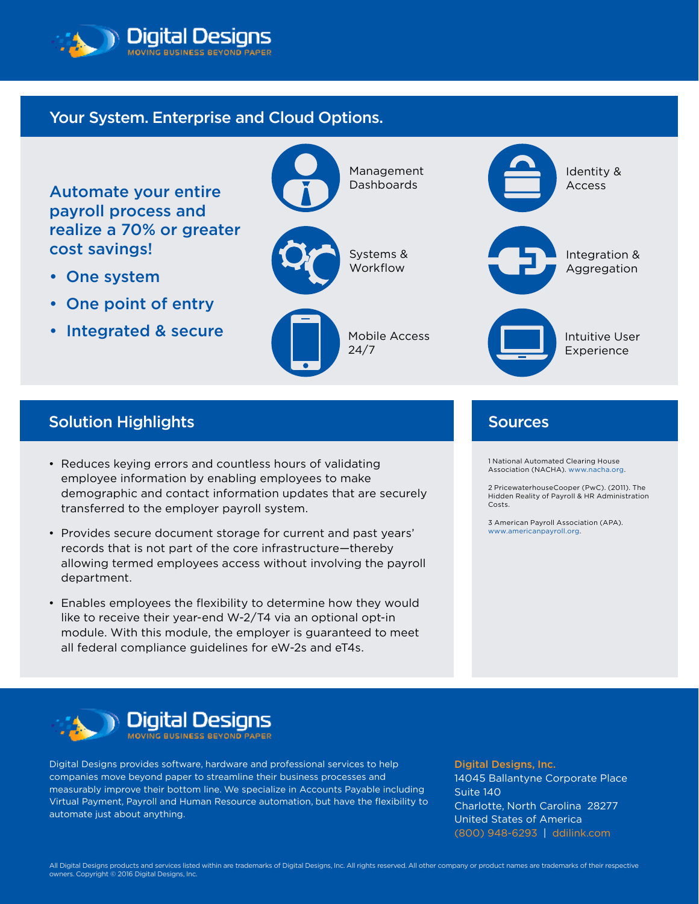Digital Designs
MOVING BUSINESS BEYOND PAPER

## Your System. Enterprise and Cloud Options.

### Automate your entire payroll process and realize a 70% or greater cost savings!

- One system
- One point of entry
- Integrated & secure

Management Dashboards

Identity & Access

Systems & Workflow

Integration & Aggregation

Mobile Access 24/7

Intuitive User Experience

## Solution Highlights

- Reduces keying errors and countless hours of validating employee information by enabling employees to make demographic and contact information updates that are securely transferred to the employer payroll system.
- Provides secure document storage for current and past years' records that is not part of the core infrastructure—thereby allowing termed employees access without involving the payroll department.
- Enables employees the flexibility to determine how they would like to receive their year-end W-2/T4 via an optional opt-in module. With this module, the employer is guaranteed to meet all federal compliance guidelines for eW-2s and eT4s.

## Sources

1 National Automated Clearing House Association (NACHA). www.nacha.org.

2 PricewaterhouseCooper (PwC). (2011). The Hidden Reality of Payroll & HR Administration Costs.

3 American Payroll Association (APA). www.americanpayroll.org.

Digital Designs
MOVING BUSINESS BEYOND PAPER

Digital Designs provides software, hardware and professional services to help companies move beyond paper to streamline their business processes and measurably improve their bottom line. We specialize in Accounts Payable including Virtual Payment, Payroll and Human Resource automation, but have the flexibility to automate just about anything.

**Digital Designs, Inc.**
14045 Ballantyne Corporate Place
Suite 140
Charlotte, North Carolina 28277
United States of America
(800) 948-6293 | ddilink.com

All Digital Designs products and services listed within are trademarks of Digital Designs, Inc. All rights reserved. All other company or product names are trademarks of their respective owners. Copyright © 2016 Digital Designs, Inc.